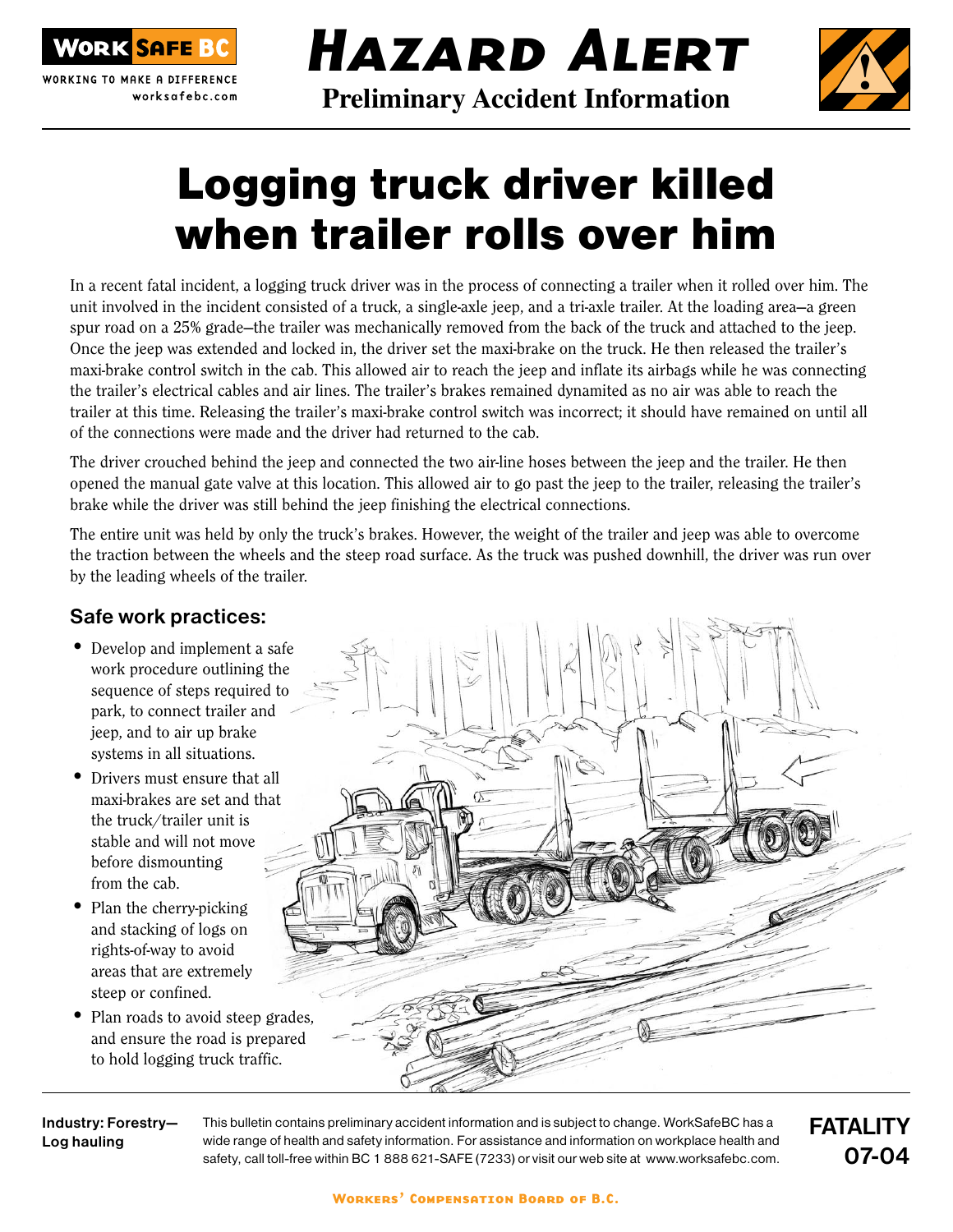# Hazard Alert

**Preliminary Accident Information**

# Logging truck driver killed when trailer rolls over him

In a recent fatal incident, a logging truck driver was in the process of connecting a trailer when it rolled over him. The unit involved in the incident consisted of a truck, a single-axle jeep, and a tri-axle trailer. At the loading area—a green spur road on a 25% grade—the trailer was mechanically removed from the back of the truck and attached to the jeep. Once the jeep was extended and locked in, the driver set the maxi-brake on the truck. He then released the trailer's maxi-brake control switch in the cab. This allowed air to reach the jeep and inflate its airbags while he was connecting the trailer's electrical cables and air lines. The trailer's brakes remained dynamited as no air was able to reach the trailer at this time. Releasing the trailer's maxi-brake control switch was incorrect; it should have remained on until all of the connections were made and the driver had returned to the cab.

The driver crouched behind the jeep and connected the two air-line hoses between the jeep and the trailer. He then opened the manual gate valve at this location. This allowed air to go past the jeep to the trailer, releasing the trailer's brake while the driver was still behind the jeep finishing the electrical connections.

The entire unit was held by only the truck's brakes. However, the weight of the trailer and jeep was able to overcome the traction between the wheels and the steep road surface. As the truck was pushed downhill, the driver was run over by the leading wheels of the trailer.

## Safe work practices:

- Develop and implement a safe work procedure outlining the sequence of steps required to park, to connect trailer and jeep, and to air up brake systems in all situations.
- Drivers must ensure that all maxi-brakes are set and that the truck/trailer unit is stable and will not move before dismounting from the cab.
- Plan the cherry-picking and stacking of logs on rights-of-way to avoid areas that are extremely steep or confined.
- Plan roads to avoid steep grades, and ensure the road is prepared to hold logging truck traffic.

**Industry: Forestry—Log hauling**

This bulletin contains preliminary accident information and is subject to change. WorkSafeBC has a wide range of health and safety information. For assistance and information on workplace health and safety, call toll-free within BC 1 888 621-SAFE (7233) or visit our web site at www.worksafebc.com.

**FATALITY 07-04**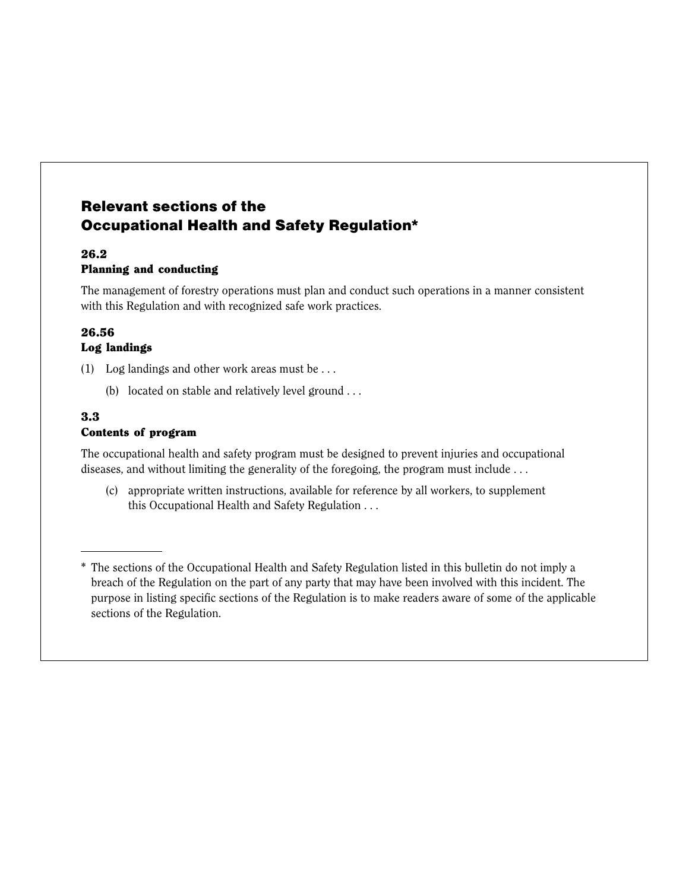## Relevant sections of the Occupational Health and Safety Regulation*

**26.2**
**Planning and conducting**

The management of forestry operations must plan and conduct such operations in a manner consistent with this Regulation and with recognized safe work practices.

**26.56**
**Log landings**

(1) Log landings and other work areas must be . . .

(b) located on stable and relatively level ground . . .

**3.3**
**Contents of program**

The occupational health and safety program must be designed to prevent injuries and occupational diseases, and without limiting the generality of the foregoing, the program must include . . .

(c) appropriate written instructions, available for reference by all workers, to supplement this Occupational Health and Safety Regulation . . .

---

* The sections of the Occupational Health and Safety Regulation listed in this bulletin do not imply a breach of the Regulation on the part of any party that may have been involved with this incident. The purpose in listing specific sections of the Regulation is to make readers aware of some of the applicable sections of the Regulation.